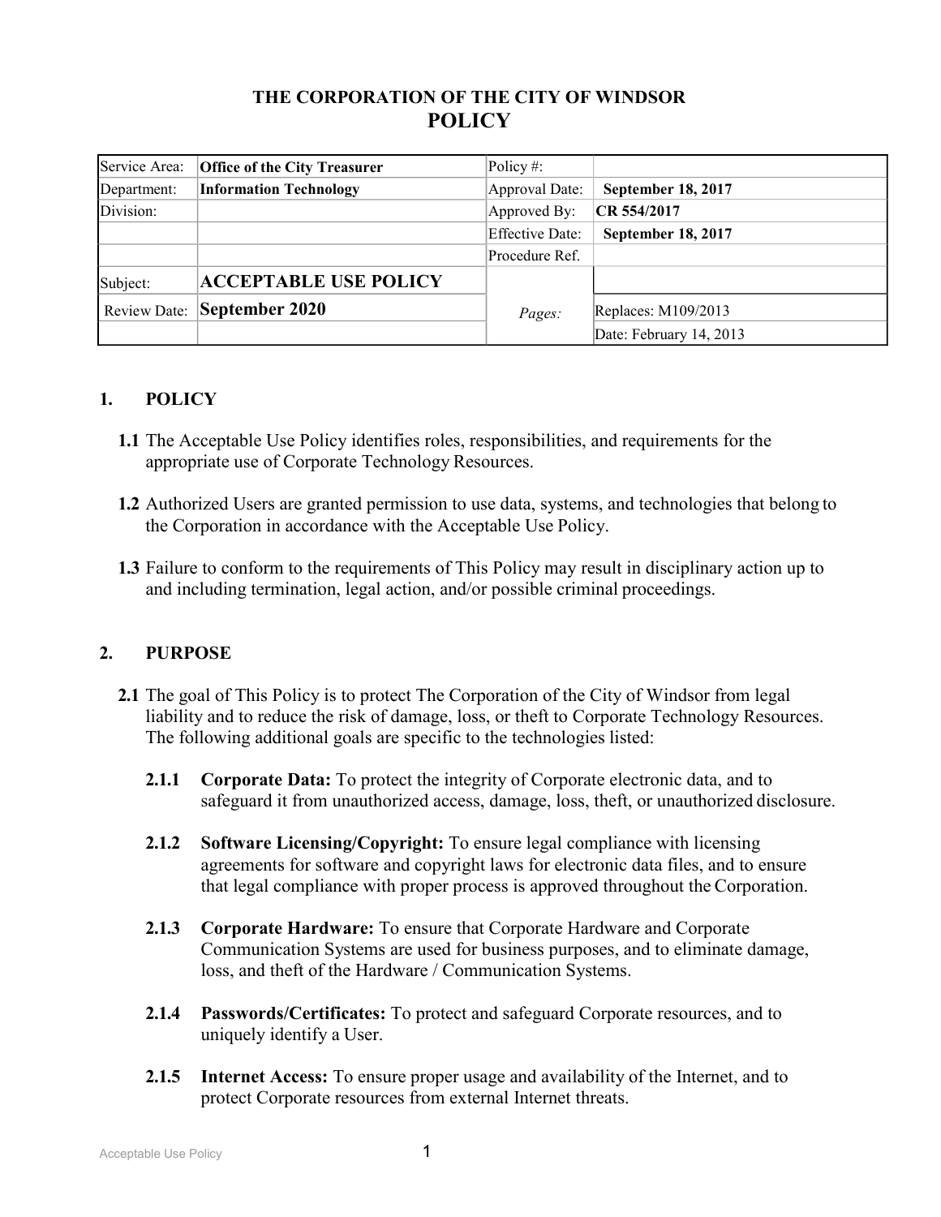# THE CORPORATION OF THE CITY OF WINDSOR
# POLICY

| Service Area: | **Office of the City Treasurer** | Policy #: | |
|---|---|---|---|
| Department: | **Information Technology** | Approval Date: | **September 18, 2017** |
| Division: | | Approved By: | **CR 554/2017** |
| | | Effective Date: | **September 18, 2017** |
| | | Procedure Ref. | |
| Subject: | **ACCEPTABLE USE POLICY** | *Pages:* | |
| Review Date: | **September 2020** | | Replaces: M109/2013 |
| | | | Date: February 14, 2013 |

## 1. POLICY

**1.1** The Acceptable Use Policy identifies roles, responsibilities, and requirements for the appropriate use of Corporate Technology Resources.

**1.2** Authorized Users are granted permission to use data, systems, and technologies that belong to the Corporation in accordance with the Acceptable Use Policy.

**1.3** Failure to conform to the requirements of This Policy may result in disciplinary action up to and including termination, legal action, and/or possible criminal proceedings.

## 2. PURPOSE

**2.1** The goal of This Policy is to protect The Corporation of the City of Windsor from legal liability and to reduce the risk of damage, loss, or theft to Corporate Technology Resources. The following additional goals are specific to the technologies listed:

**2.1.1 Corporate Data:** To protect the integrity of Corporate electronic data, and to safeguard it from unauthorized access, damage, loss, theft, or unauthorized disclosure.

**2.1.2 Software Licensing/Copyright:** To ensure legal compliance with licensing agreements for software and copyright laws for electronic data files, and to ensure that legal compliance with proper process is approved throughout the Corporation.

**2.1.3 Corporate Hardware:** To ensure that Corporate Hardware and Corporate Communication Systems are used for business purposes, and to eliminate damage, loss, and theft of the Hardware / Communication Systems.

**2.1.4 Passwords/Certificates:** To protect and safeguard Corporate resources, and to uniquely identify a User.

**2.1.5 Internet Access:** To ensure proper usage and availability of the Internet, and to protect Corporate resources from external Internet threats.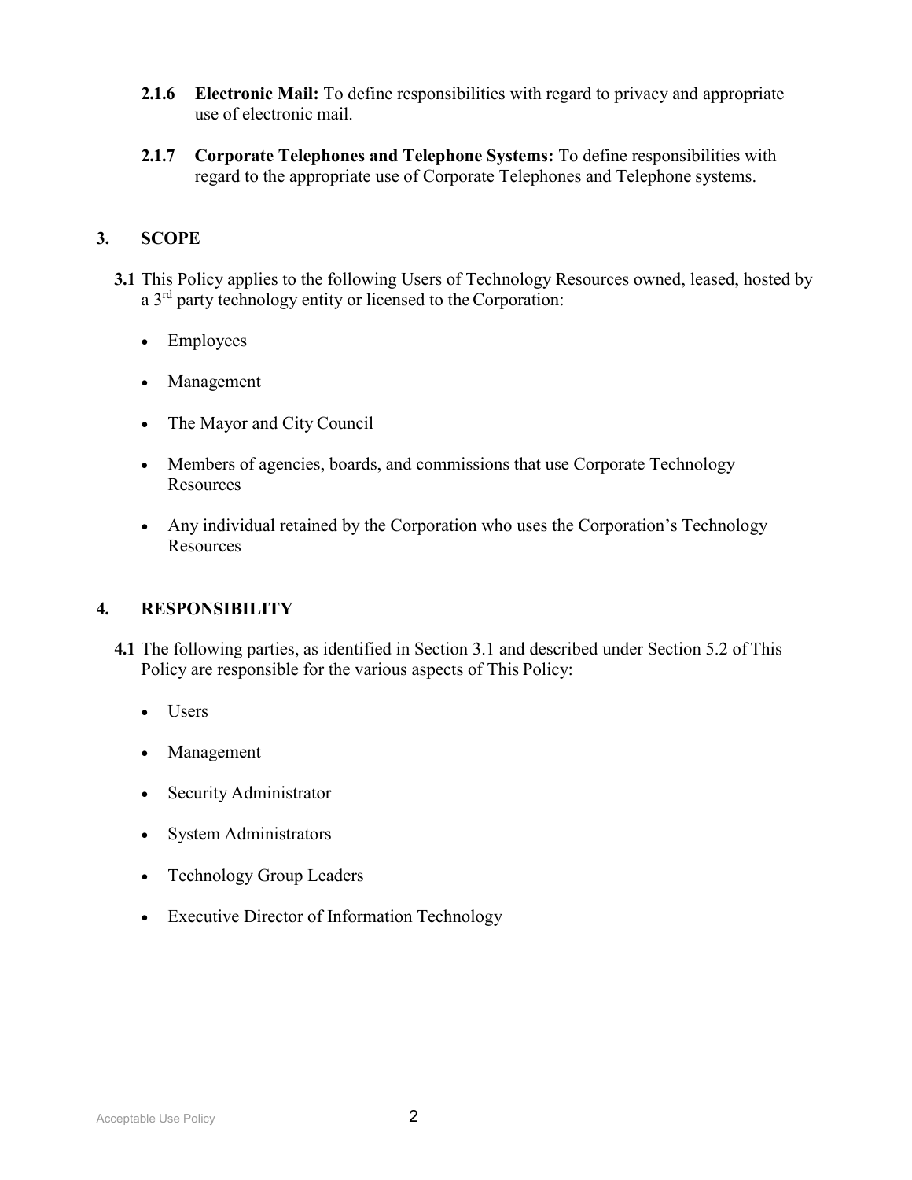**2.1.6 Electronic Mail:** To define responsibilities with regard to privacy and appropriate use of electronic mail.

**2.1.7 Corporate Telephones and Telephone Systems:** To define responsibilities with regard to the appropriate use of Corporate Telephones and Telephone systems.

## 3. SCOPE

**3.1** This Policy applies to the following Users of Technology Resources owned, leased, hosted by a 3rd party technology entity or licensed to the Corporation:

- Employees
- Management
- The Mayor and City Council
- Members of agencies, boards, and commissions that use Corporate Technology Resources
- Any individual retained by the Corporation who uses the Corporation's Technology Resources

## 4. RESPONSIBILITY

**4.1** The following parties, as identified in Section 3.1 and described under Section 5.2 of This Policy are responsible for the various aspects of This Policy:

- Users
- Management
- Security Administrator
- System Administrators
- Technology Group Leaders
- Executive Director of Information Technology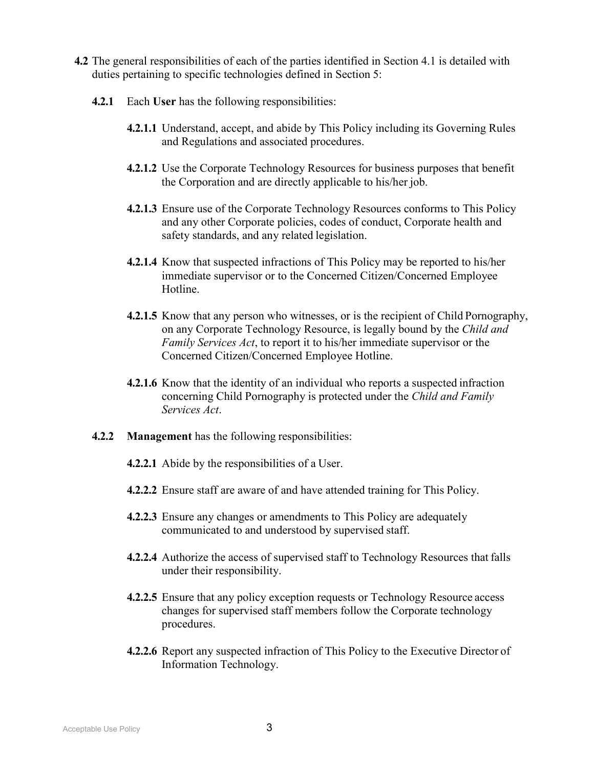**4.2** The general responsibilities of each of the parties identified in Section 4.1 is detailed with duties pertaining to specific technologies defined in Section 5:

**4.2.1** Each **User** has the following responsibilities:

**4.2.1.1** Understand, accept, and abide by This Policy including its Governing Rules and Regulations and associated procedures.

**4.2.1.2** Use the Corporate Technology Resources for business purposes that benefit the Corporation and are directly applicable to his/her job.

**4.2.1.3** Ensure use of the Corporate Technology Resources conforms to This Policy and any other Corporate policies, codes of conduct, Corporate health and safety standards, and any related legislation.

**4.2.1.4** Know that suspected infractions of This Policy may be reported to his/her immediate supervisor or to the Concerned Citizen/Concerned Employee Hotline.

**4.2.1.5** Know that any person who witnesses, or is the recipient of Child Pornography, on any Corporate Technology Resource, is legally bound by the *Child and Family Services Act*, to report it to his/her immediate supervisor or the Concerned Citizen/Concerned Employee Hotline.

**4.2.1.6** Know that the identity of an individual who reports a suspected infraction concerning Child Pornography is protected under the *Child and Family Services Act*.

**4.2.2** **Management** has the following responsibilities:

**4.2.2.1** Abide by the responsibilities of a User.

**4.2.2.2** Ensure staff are aware of and have attended training for This Policy.

**4.2.2.3** Ensure any changes or amendments to This Policy are adequately communicated to and understood by supervised staff.

**4.2.2.4** Authorize the access of supervised staff to Technology Resources that falls under their responsibility.

**4.2.2.5** Ensure that any policy exception requests or Technology Resource access changes for supervised staff members follow the Corporate technology procedures.

**4.2.2.6** Report any suspected infraction of This Policy to the Executive Director of Information Technology.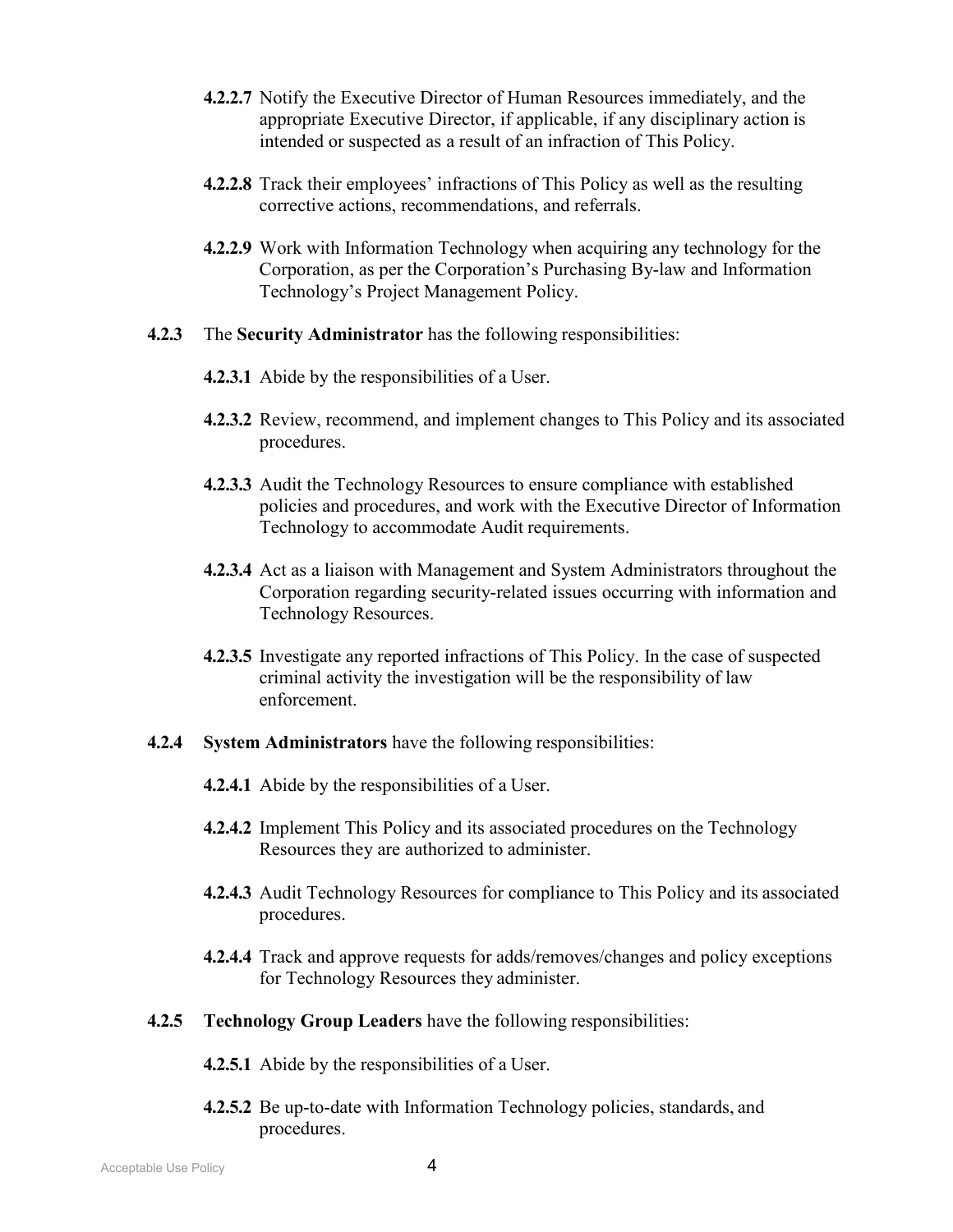**4.2.2.7** Notify the Executive Director of Human Resources immediately, and the appropriate Executive Director, if applicable, if any disciplinary action is intended or suspected as a result of an infraction of This Policy.

**4.2.2.8** Track their employees' infractions of This Policy as well as the resulting corrective actions, recommendations, and referrals.

**4.2.2.9** Work with Information Technology when acquiring any technology for the Corporation, as per the Corporation's Purchasing By-law and Information Technology's Project Management Policy.

**4.2.3** The **Security Administrator** has the following responsibilities:

**4.2.3.1** Abide by the responsibilities of a User.

**4.2.3.2** Review, recommend, and implement changes to This Policy and its associated procedures.

**4.2.3.3** Audit the Technology Resources to ensure compliance with established policies and procedures, and work with the Executive Director of Information Technology to accommodate Audit requirements.

**4.2.3.4** Act as a liaison with Management and System Administrators throughout the Corporation regarding security-related issues occurring with information and Technology Resources.

**4.2.3.5** Investigate any reported infractions of This Policy. In the case of suspected criminal activity the investigation will be the responsibility of law enforcement.

**4.2.4** **System Administrators** have the following responsibilities:

**4.2.4.1** Abide by the responsibilities of a User.

**4.2.4.2** Implement This Policy and its associated procedures on the Technology Resources they are authorized to administer.

**4.2.4.3** Audit Technology Resources for compliance to This Policy and its associated procedures.

**4.2.4.4** Track and approve requests for adds/removes/changes and policy exceptions for Technology Resources they administer.

**4.2.5** **Technology Group Leaders** have the following responsibilities:

**4.2.5.1** Abide by the responsibilities of a User.

**4.2.5.2** Be up-to-date with Information Technology policies, standards, and procedures.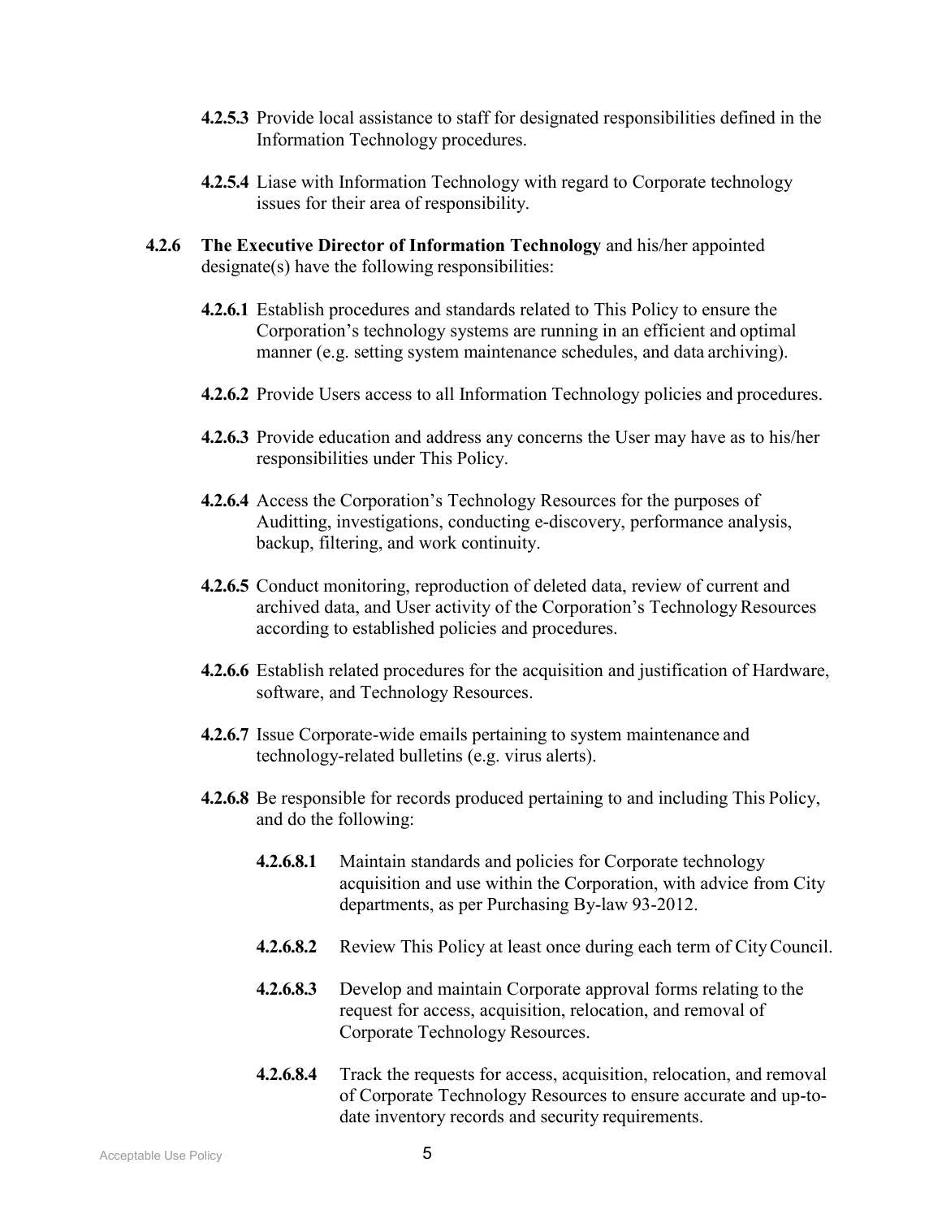**4.2.5.3** Provide local assistance to staff for designated responsibilities defined in the Information Technology procedures.

**4.2.5.4** Liase with Information Technology with regard to Corporate technology issues for their area of responsibility.

**4.2.6** **The Executive Director of Information Technology** and his/her appointed designate(s) have the following responsibilities:

**4.2.6.1** Establish procedures and standards related to This Policy to ensure the Corporation's technology systems are running in an efficient and optimal manner (e.g. setting system maintenance schedules, and data archiving).

**4.2.6.2** Provide Users access to all Information Technology policies and procedures.

**4.2.6.3** Provide education and address any concerns the User may have as to his/her responsibilities under This Policy.

**4.2.6.4** Access the Corporation's Technology Resources for the purposes of Auditting, investigations, conducting e-discovery, performance analysis, backup, filtering, and work continuity.

**4.2.6.5** Conduct monitoring, reproduction of deleted data, review of current and archived data, and User activity of the Corporation's Technology Resources according to established policies and procedures.

**4.2.6.6** Establish related procedures for the acquisition and justification of Hardware, software, and Technology Resources.

**4.2.6.7** Issue Corporate-wide emails pertaining to system maintenance and technology-related bulletins (e.g. virus alerts).

**4.2.6.8** Be responsible for records produced pertaining to and including This Policy, and do the following:

**4.2.6.8.1** Maintain standards and policies for Corporate technology acquisition and use within the Corporation, with advice from City departments, as per Purchasing By-law 93-2012.

**4.2.6.8.2** Review This Policy at least once during each term of City Council.

**4.2.6.8.3** Develop and maintain Corporate approval forms relating to the request for access, acquisition, relocation, and removal of Corporate Technology Resources.

**4.2.6.8.4** Track the requests for access, acquisition, relocation, and removal of Corporate Technology Resources to ensure accurate and up-to-date inventory records and security requirements.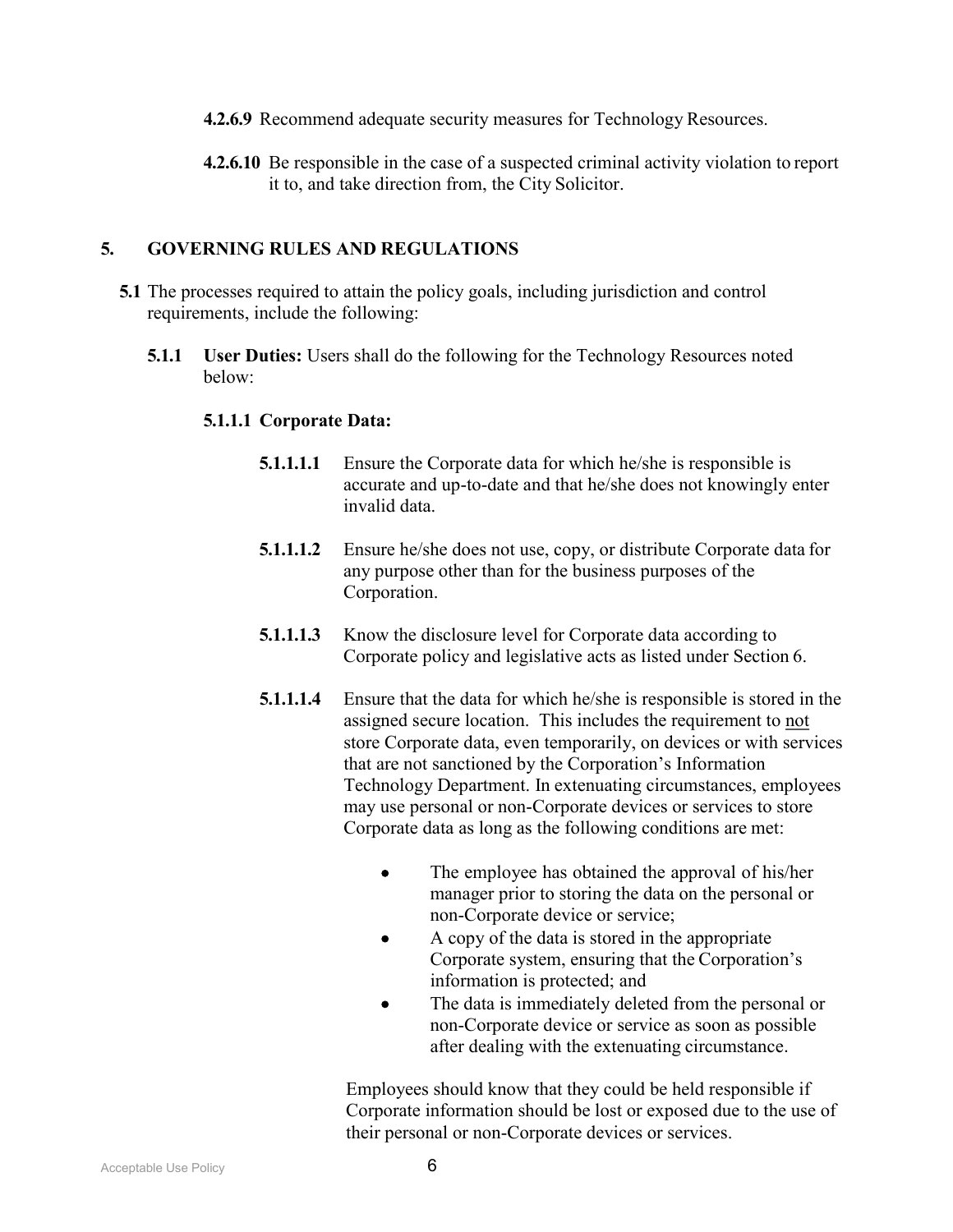**4.2.6.9** Recommend adequate security measures for Technology Resources.

**4.2.6.10** Be responsible in the case of a suspected criminal activity violation to report it to, and take direction from, the City Solicitor.

## 5. GOVERNING RULES AND REGULATIONS

**5.1** The processes required to attain the policy goals, including jurisdiction and control requirements, include the following:

**5.1.1 User Duties:** Users shall do the following for the Technology Resources noted below:

**5.1.1.1 Corporate Data:**

**5.1.1.1.1** Ensure the Corporate data for which he/she is responsible is accurate and up-to-date and that he/she does not knowingly enter invalid data.

**5.1.1.1.2** Ensure he/she does not use, copy, or distribute Corporate data for any purpose other than for the business purposes of the Corporation.

**5.1.1.1.3** Know the disclosure level for Corporate data according to Corporate policy and legislative acts as listed under Section 6.

**5.1.1.1.4** Ensure that the data for which he/she is responsible is stored in the assigned secure location. This includes the requirement to <u>not</u> store Corporate data, even temporarily, on devices or with services that are not sanctioned by the Corporation's Information Technology Department. In extenuating circumstances, employees may use personal or non-Corporate devices or services to store Corporate data as long as the following conditions are met:

- The employee has obtained the approval of his/her manager prior to storing the data on the personal or non-Corporate device or service;
- A copy of the data is stored in the appropriate Corporate system, ensuring that the Corporation's information is protected; and
- The data is immediately deleted from the personal or non-Corporate device or service as soon as possible after dealing with the extenuating circumstance.

Employees should know that they could be held responsible if Corporate information should be lost or exposed due to the use of their personal or non-Corporate devices or services.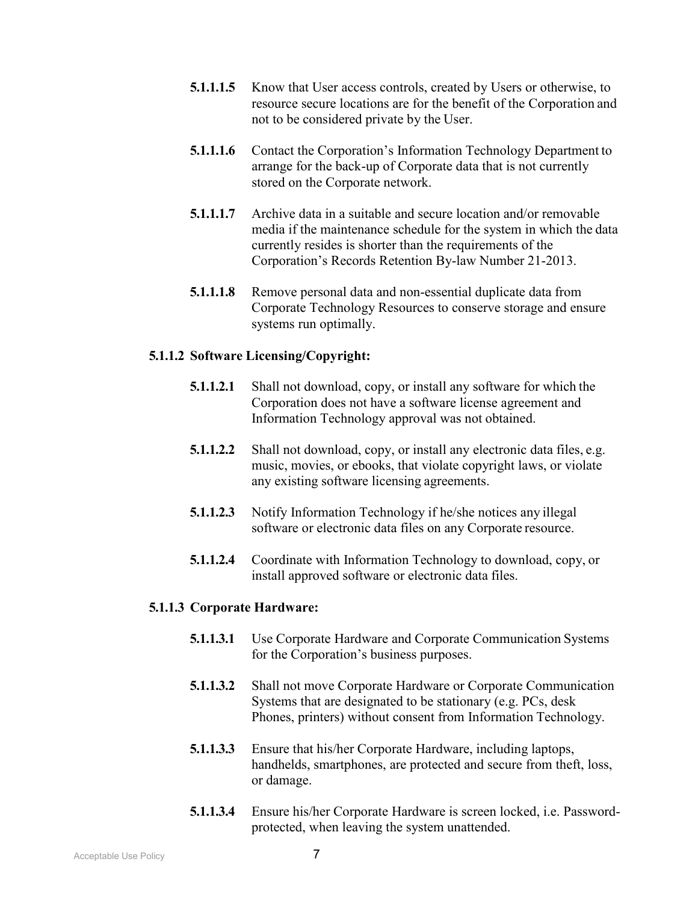**5.1.1.1.5** Know that User access controls, created by Users or otherwise, to resource secure locations are for the benefit of the Corporation and not to be considered private by the User.

**5.1.1.1.6** Contact the Corporation's Information Technology Department to arrange for the back-up of Corporate data that is not currently stored on the Corporate network.

**5.1.1.1.7** Archive data in a suitable and secure location and/or removable media if the maintenance schedule for the system in which the data currently resides is shorter than the requirements of the Corporation's Records Retention By-law Number 21-2013.

**5.1.1.1.8** Remove personal data and non-essential duplicate data from Corporate Technology Resources to conserve storage and ensure systems run optimally.

**5.1.1.2 Software Licensing/Copyright:**

**5.1.1.2.1** Shall not download, copy, or install any software for which the Corporation does not have a software license agreement and Information Technology approval was not obtained.

**5.1.1.2.2** Shall not download, copy, or install any electronic data files, e.g. music, movies, or ebooks, that violate copyright laws, or violate any existing software licensing agreements.

**5.1.1.2.3** Notify Information Technology if he/she notices any illegal software or electronic data files on any Corporate resource.

**5.1.1.2.4** Coordinate with Information Technology to download, copy, or install approved software or electronic data files.

**5.1.1.3 Corporate Hardware:**

**5.1.1.3.1** Use Corporate Hardware and Corporate Communication Systems for the Corporation's business purposes.

**5.1.1.3.2** Shall not move Corporate Hardware or Corporate Communication Systems that are designated to be stationary (e.g. PCs, desk Phones, printers) without consent from Information Technology.

**5.1.1.3.3** Ensure that his/her Corporate Hardware, including laptops, handhelds, smartphones, are protected and secure from theft, loss, or damage.

**5.1.1.3.4** Ensure his/her Corporate Hardware is screen locked, i.e. Password-protected, when leaving the system unattended.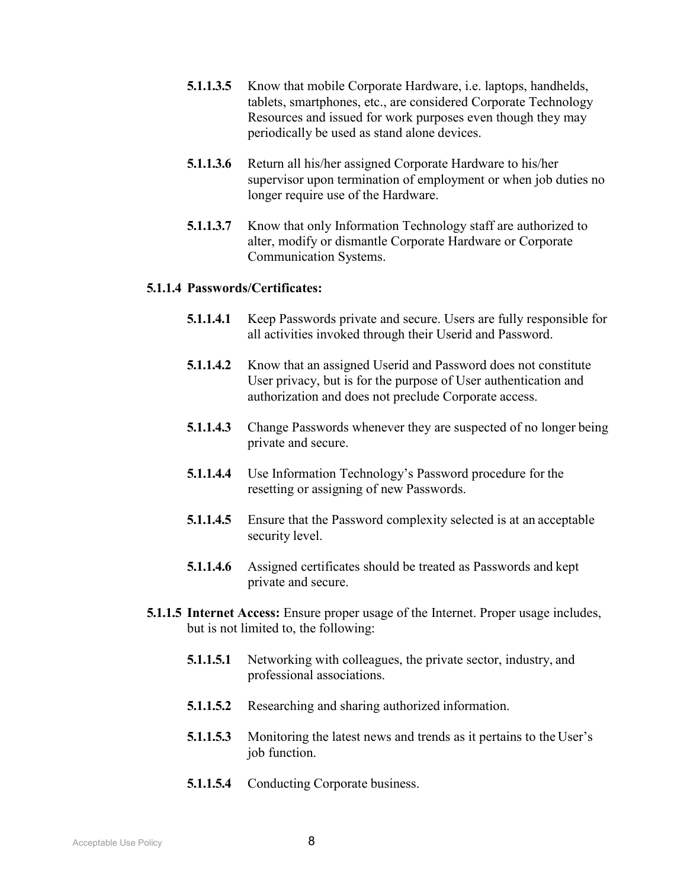**5.1.1.3.5** Know that mobile Corporate Hardware, i.e. laptops, handhelds, tablets, smartphones, etc., are considered Corporate Technology Resources and issued for work purposes even though they may periodically be used as stand alone devices.

**5.1.1.3.6** Return all his/her assigned Corporate Hardware to his/her supervisor upon termination of employment or when job duties no longer require use of the Hardware.

**5.1.1.3.7** Know that only Information Technology staff are authorized to alter, modify or dismantle Corporate Hardware or Corporate Communication Systems.

**5.1.1.4 Passwords/Certificates:**

**5.1.1.4.1** Keep Passwords private and secure. Users are fully responsible for all activities invoked through their Userid and Password.

**5.1.1.4.2** Know that an assigned Userid and Password does not constitute User privacy, but is for the purpose of User authentication and authorization and does not preclude Corporate access.

**5.1.1.4.3** Change Passwords whenever they are suspected of no longer being private and secure.

**5.1.1.4.4** Use Information Technology's Password procedure for the resetting or assigning of new Passwords.

**5.1.1.4.5** Ensure that the Password complexity selected is at an acceptable security level.

**5.1.1.4.6** Assigned certificates should be treated as Passwords and kept private and secure.

**5.1.1.5 Internet Access:** Ensure proper usage of the Internet. Proper usage includes, but is not limited to, the following:

**5.1.1.5.1** Networking with colleagues, the private sector, industry, and professional associations.

**5.1.1.5.2** Researching and sharing authorized information.

**5.1.1.5.3** Monitoring the latest news and trends as it pertains to the User's job function.

**5.1.1.5.4** Conducting Corporate business.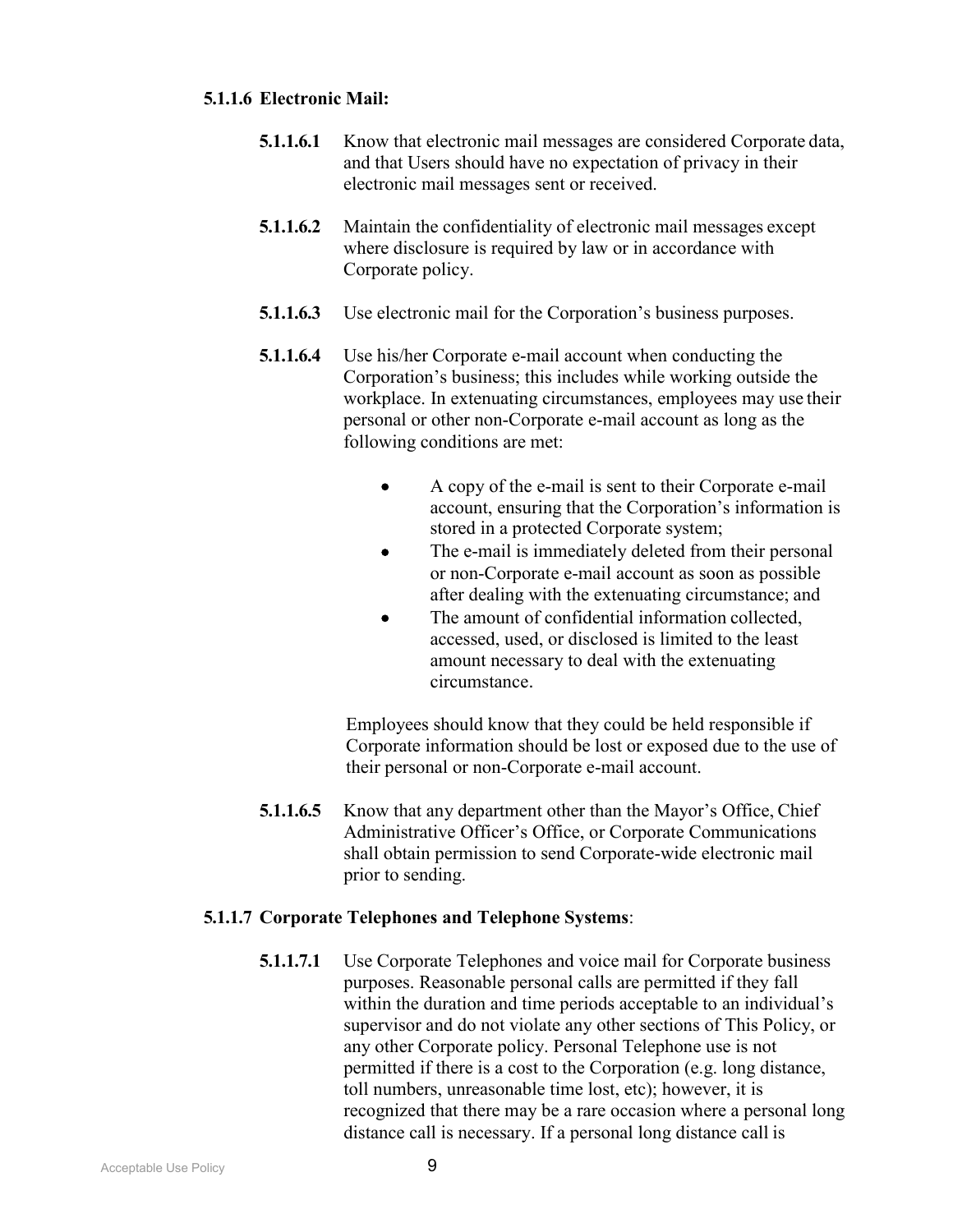#### 5.1.1.6 Electronic Mail:

**5.1.1.6.1** Know that electronic mail messages are considered Corporate data, and that Users should have no expectation of privacy in their electronic mail messages sent or received.

**5.1.1.6.2** Maintain the confidentiality of electronic mail messages except where disclosure is required by law or in accordance with Corporate policy.

**5.1.1.6.3** Use electronic mail for the Corporation's business purposes.

**5.1.1.6.4** Use his/her Corporate e-mail account when conducting the Corporation's business; this includes while working outside the workplace. In extenuating circumstances, employees may use their personal or other non-Corporate e-mail account as long as the following conditions are met:

- A copy of the e-mail is sent to their Corporate e-mail account, ensuring that the Corporation's information is stored in a protected Corporate system;
- The e-mail is immediately deleted from their personal or non-Corporate e-mail account as soon as possible after dealing with the extenuating circumstance; and
- The amount of confidential information collected, accessed, used, or disclosed is limited to the least amount necessary to deal with the extenuating circumstance.

Employees should know that they could be held responsible if Corporate information should be lost or exposed due to the use of their personal or non-Corporate e-mail account.

**5.1.1.6.5** Know that any department other than the Mayor's Office, Chief Administrative Officer's Office, or Corporate Communications shall obtain permission to send Corporate-wide electronic mail prior to sending.

#### 5.1.1.7 Corporate Telephones and Telephone Systems:

**5.1.1.7.1** Use Corporate Telephones and voice mail for Corporate business purposes. Reasonable personal calls are permitted if they fall within the duration and time periods acceptable to an individual's supervisor and do not violate any other sections of This Policy, or any other Corporate policy. Personal Telephone use is not permitted if there is a cost to the Corporation (e.g. long distance, toll numbers, unreasonable time lost, etc); however, it is recognized that there may be a rare occasion where a personal long distance call is necessary. If a personal long distance call is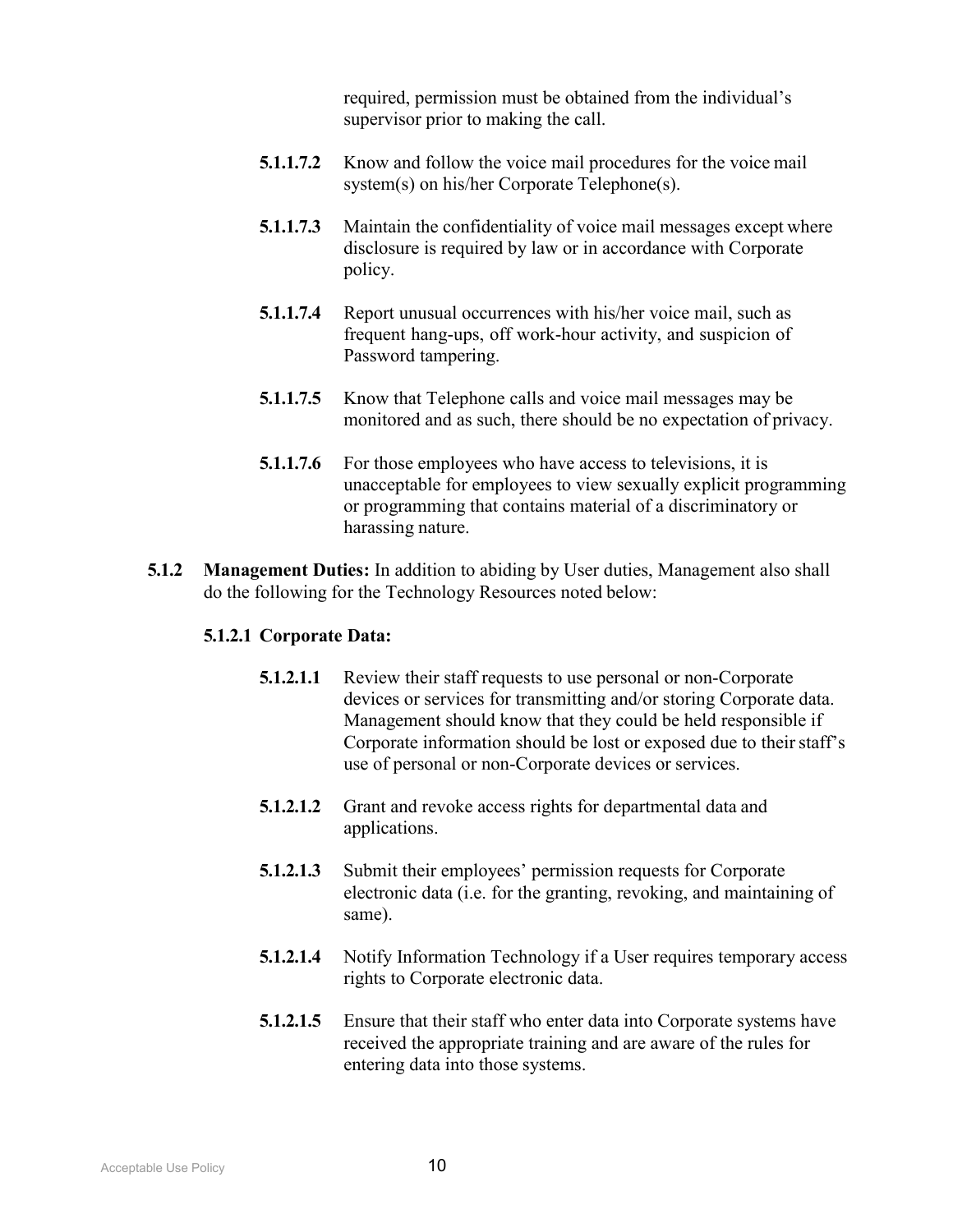required, permission must be obtained from the individual's supervisor prior to making the call.

**5.1.1.7.2** Know and follow the voice mail procedures for the voice mail system(s) on his/her Corporate Telephone(s).

**5.1.1.7.3** Maintain the confidentiality of voice mail messages except where disclosure is required by law or in accordance with Corporate policy.

**5.1.1.7.4** Report unusual occurrences with his/her voice mail, such as frequent hang-ups, off work-hour activity, and suspicion of Password tampering.

**5.1.1.7.5** Know that Telephone calls and voice mail messages may be monitored and as such, there should be no expectation of privacy.

**5.1.1.7.6** For those employees who have access to televisions, it is unacceptable for employees to view sexually explicit programming or programming that contains material of a discriminatory or harassing nature.

**5.1.2 Management Duties:** In addition to abiding by User duties, Management also shall do the following for the Technology Resources noted below:

**5.1.2.1 Corporate Data:**

**5.1.2.1.1** Review their staff requests to use personal or non-Corporate devices or services for transmitting and/or storing Corporate data. Management should know that they could be held responsible if Corporate information should be lost or exposed due to their staff's use of personal or non-Corporate devices or services.

**5.1.2.1.2** Grant and revoke access rights for departmental data and applications.

**5.1.2.1.3** Submit their employees' permission requests for Corporate electronic data (i.e. for the granting, revoking, and maintaining of same).

**5.1.2.1.4** Notify Information Technology if a User requires temporary access rights to Corporate electronic data.

**5.1.2.1.5** Ensure that their staff who enter data into Corporate systems have received the appropriate training and are aware of the rules for entering data into those systems.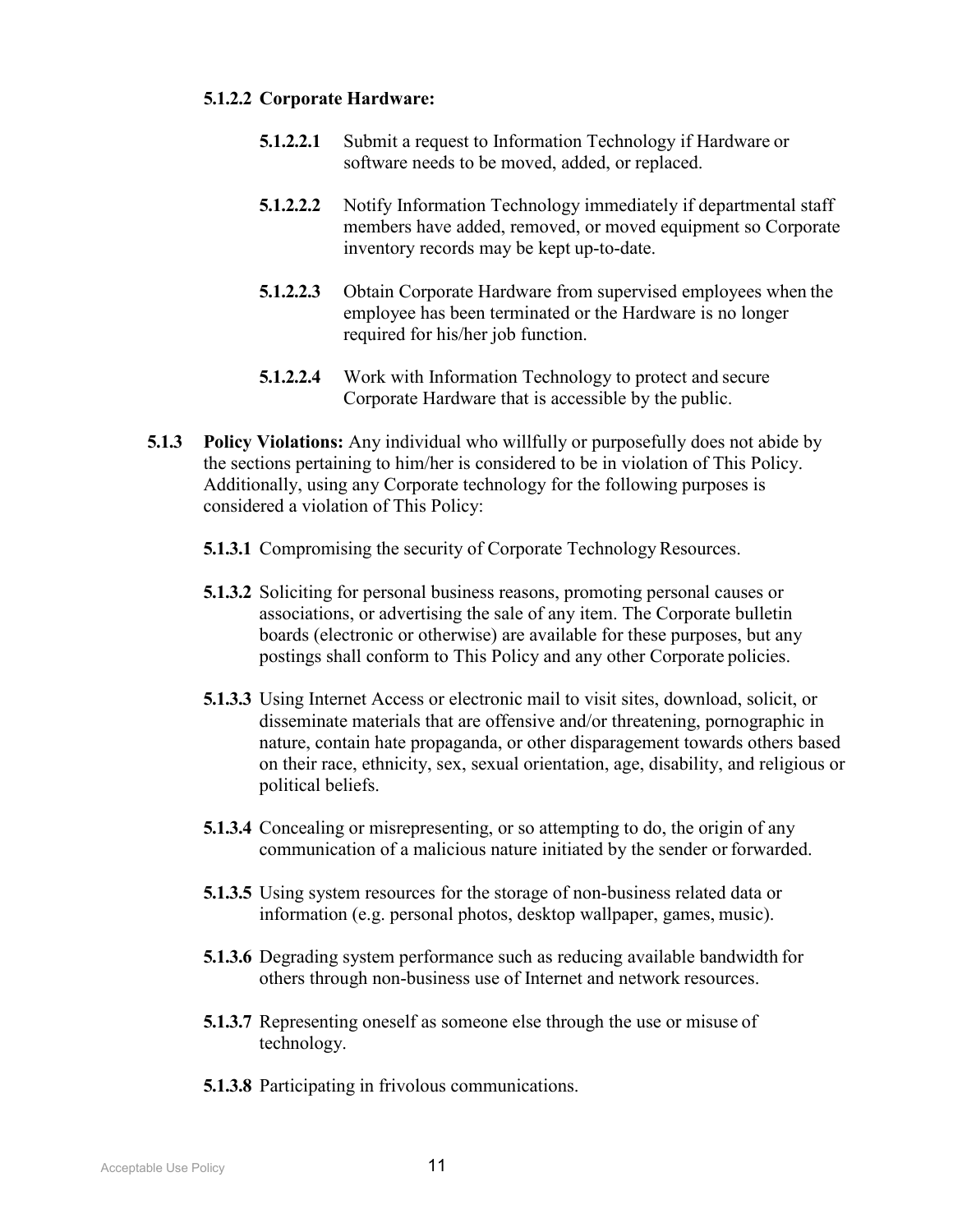#### 5.1.2.2 Corporate Hardware:

**5.1.2.2.1** Submit a request to Information Technology if Hardware or software needs to be moved, added, or replaced.

**5.1.2.2.2** Notify Information Technology immediately if departmental staff members have added, removed, or moved equipment so Corporate inventory records may be kept up-to-date.

**5.1.2.2.3** Obtain Corporate Hardware from supervised employees when the employee has been terminated or the Hardware is no longer required for his/her job function.

**5.1.2.2.4** Work with Information Technology to protect and secure Corporate Hardware that is accessible by the public.

**5.1.3 Policy Violations:** Any individual who willfully or purposefully does not abide by the sections pertaining to him/her is considered to be in violation of This Policy. Additionally, using any Corporate technology for the following purposes is considered a violation of This Policy:

**5.1.3.1** Compromising the security of Corporate Technology Resources.

**5.1.3.2** Soliciting for personal business reasons, promoting personal causes or associations, or advertising the sale of any item. The Corporate bulletin boards (electronic or otherwise) are available for these purposes, but any postings shall conform to This Policy and any other Corporate policies.

**5.1.3.3** Using Internet Access or electronic mail to visit sites, download, solicit, or disseminate materials that are offensive and/or threatening, pornographic in nature, contain hate propaganda, or other disparagement towards others based on their race, ethnicity, sex, sexual orientation, age, disability, and religious or political beliefs.

**5.1.3.4** Concealing or misrepresenting, or so attempting to do, the origin of any communication of a malicious nature initiated by the sender or forwarded.

**5.1.3.5** Using system resources for the storage of non-business related data or information (e.g. personal photos, desktop wallpaper, games, music).

**5.1.3.6** Degrading system performance such as reducing available bandwidth for others through non-business use of Internet and network resources.

**5.1.3.7** Representing oneself as someone else through the use or misuse of technology.

**5.1.3.8** Participating in frivolous communications.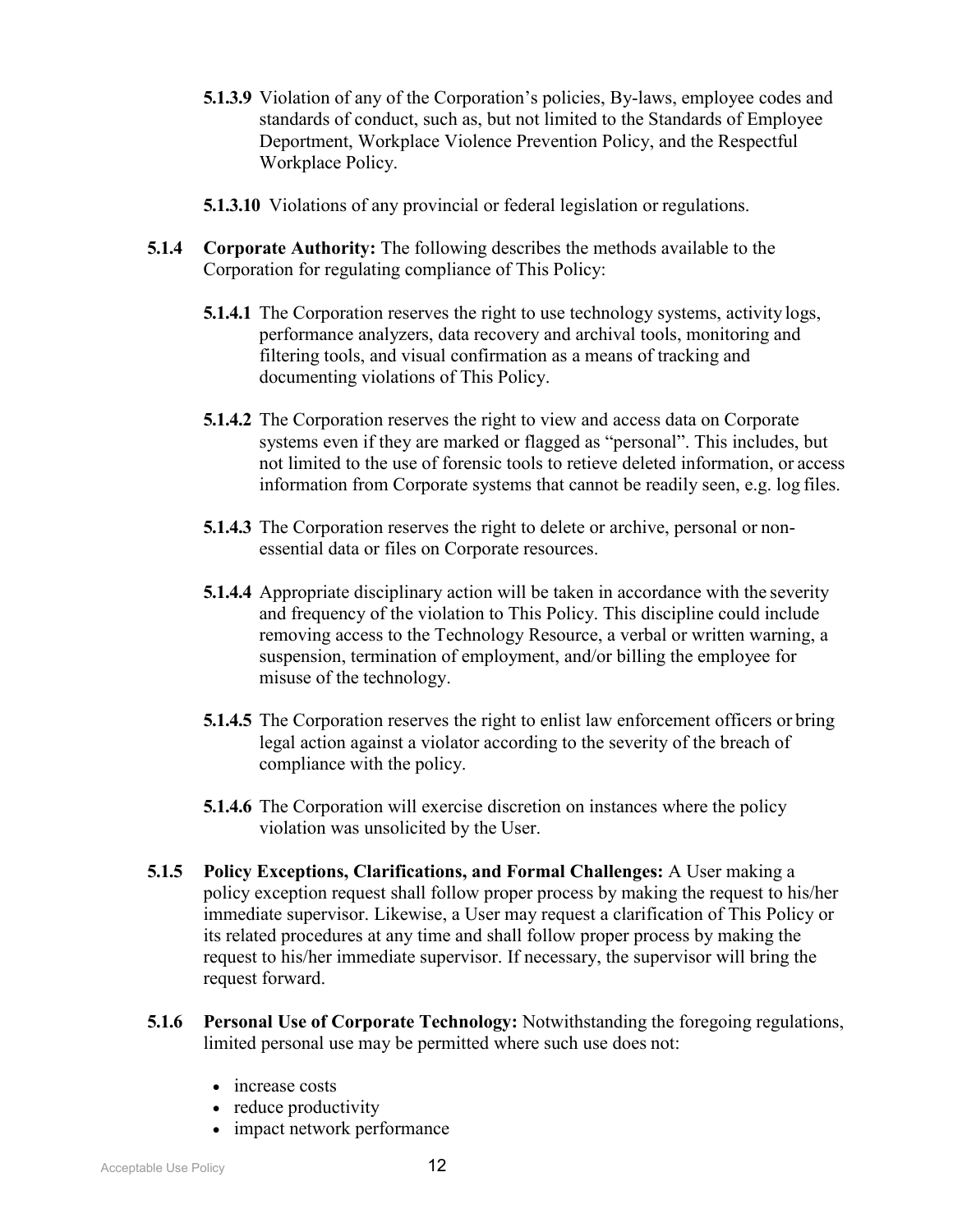**5.1.3.9** Violation of any of the Corporation's policies, By-laws, employee codes and standards of conduct, such as, but not limited to the Standards of Employee Deportment, Workplace Violence Prevention Policy, and the Respectful Workplace Policy.

**5.1.3.10** Violations of any provincial or federal legislation or regulations.

**5.1.4 Corporate Authority:** The following describes the methods available to the Corporation for regulating compliance of This Policy:

**5.1.4.1** The Corporation reserves the right to use technology systems, activity logs, performance analyzers, data recovery and archival tools, monitoring and filtering tools, and visual confirmation as a means of tracking and documenting violations of This Policy.

**5.1.4.2** The Corporation reserves the right to view and access data on Corporate systems even if they are marked or flagged as "personal". This includes, but not limited to the use of forensic tools to retieve deleted information, or access information from Corporate systems that cannot be readily seen, e.g. log files.

**5.1.4.3** The Corporation reserves the right to delete or archive, personal or non-essential data or files on Corporate resources.

**5.1.4.4** Appropriate disciplinary action will be taken in accordance with the severity and frequency of the violation to This Policy. This discipline could include removing access to the Technology Resource, a verbal or written warning, a suspension, termination of employment, and/or billing the employee for misuse of the technology.

**5.1.4.5** The Corporation reserves the right to enlist law enforcement officers or bring legal action against a violator according to the severity of the breach of compliance with the policy.

**5.1.4.6** The Corporation will exercise discretion on instances where the policy violation was unsolicited by the User.

**5.1.5 Policy Exceptions, Clarifications, and Formal Challenges:** A User making a policy exception request shall follow proper process by making the request to his/her immediate supervisor. Likewise, a User may request a clarification of This Policy or its related procedures at any time and shall follow proper process by making the request to his/her immediate supervisor. If necessary, the supervisor will bring the request forward.

**5.1.6 Personal Use of Corporate Technology:** Notwithstanding the foregoing regulations, limited personal use may be permitted where such use does not:

- increase costs
- reduce productivity
- impact network performance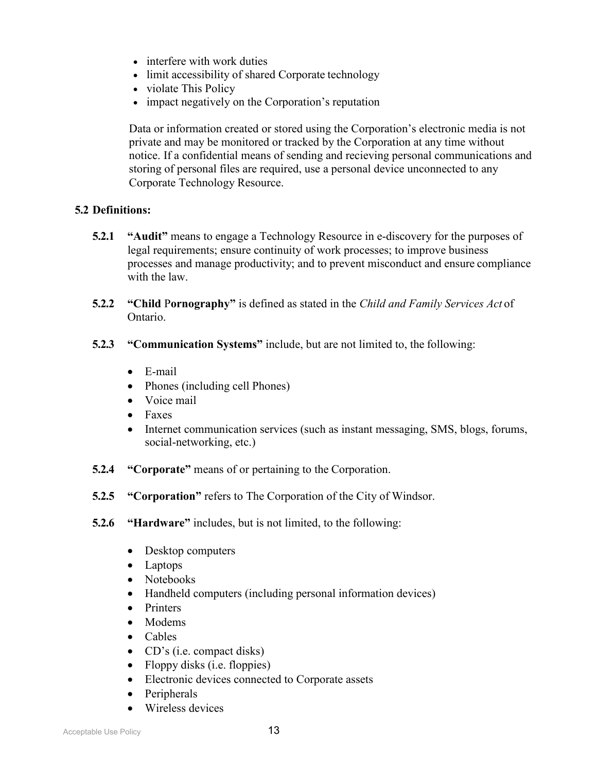- interfere with work duties
- limit accessibility of shared Corporate technology
- violate This Policy
- impact negatively on the Corporation's reputation

Data or information created or stored using the Corporation's electronic media is not private and may be monitored or tracked by the Corporation at any time without notice. If a confidential means of sending and recieving personal communications and storing of personal files are required, use a personal device unconnected to any Corporate Technology Resource.

**5.2 Definitions:**

**5.2.1** **"Audit"** means to engage a Technology Resource in e-discovery for the purposes of legal requirements; ensure continuity of work processes; to improve business processes and manage productivity; and to prevent misconduct and ensure compliance with the law.

**5.2.2** **"Child Pornography"** is defined as stated in the *Child and Family Services Act* of Ontario.

**5.2.3** **"Communication Systems"** include, but are not limited to, the following:

- E-mail
- Phones (including cell Phones)
- Voice mail
- Faxes
- Internet communication services (such as instant messaging, SMS, blogs, forums, social-networking, etc.)

**5.2.4** **"Corporate"** means of or pertaining to the Corporation.

**5.2.5** **"Corporation"** refers to The Corporation of the City of Windsor.

**5.2.6** **"Hardware"** includes, but is not limited, to the following:

- Desktop computers
- Laptops
- Notebooks
- Handheld computers (including personal information devices)
- Printers
- Modems
- Cables
- CD's (i.e. compact disks)
- Floppy disks (i.e. floppies)
- Electronic devices connected to Corporate assets
- Peripherals
- Wireless devices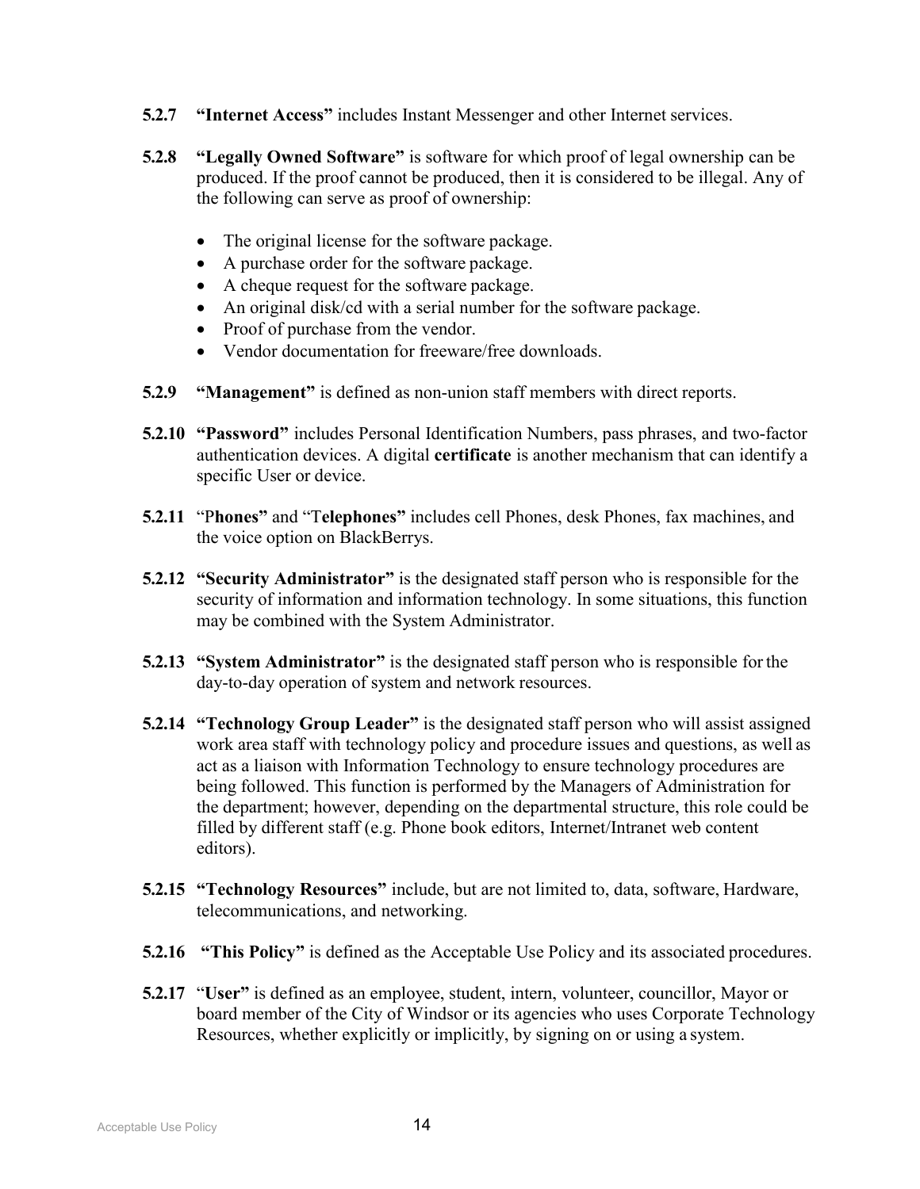**5.2.7 "Internet Access"** includes Instant Messenger and other Internet services.

**5.2.8 "Legally Owned Software"** is software for which proof of legal ownership can be produced. If the proof cannot be produced, then it is considered to be illegal. Any of the following can serve as proof of ownership:

- The original license for the software package.
- A purchase order for the software package.
- A cheque request for the software package.
- An original disk/cd with a serial number for the software package.
- Proof of purchase from the vendor.
- Vendor documentation for freeware/free downloads.

**5.2.9 "Management"** is defined as non-union staff members with direct reports.

**5.2.10 "Password"** includes Personal Identification Numbers, pass phrases, and two-factor authentication devices. A digital **certificate** is another mechanism that can identify a specific User or device.

**5.2.11** "P**hones"** and "T**elephones"** includes cell Phones, desk Phones, fax machines, and the voice option on BlackBerrys.

**5.2.12 "Security Administrator"** is the designated staff person who is responsible for the security of information and information technology. In some situations, this function may be combined with the System Administrator.

**5.2.13 "System Administrator"** is the designated staff person who is responsible for the day-to-day operation of system and network resources.

**5.2.14 "Technology Group Leader"** is the designated staff person who will assist assigned work area staff with technology policy and procedure issues and questions, as well as act as a liaison with Information Technology to ensure technology procedures are being followed. This function is performed by the Managers of Administration for the department; however, depending on the departmental structure, this role could be filled by different staff (e.g. Phone book editors, Internet/Intranet web content editors).

**5.2.15 "Technology Resources"** include, but are not limited to, data, software, Hardware, telecommunications, and networking.

**5.2.16 "This Policy"** is defined as the Acceptable Use Policy and its associated procedures.

**5.2.17** "**User"** is defined as an employee, student, intern, volunteer, councillor, Mayor or board member of the City of Windsor or its agencies who uses Corporate Technology Resources, whether explicitly or implicitly, by signing on or using a system.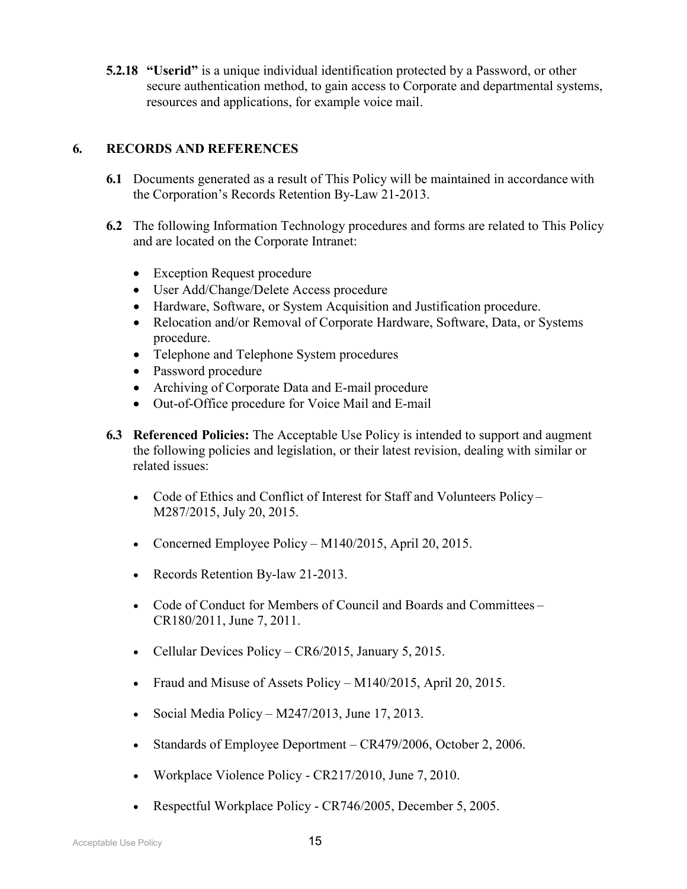**5.2.18** **"Userid"** is a unique individual identification protected by a Password, or other secure authentication method, to gain access to Corporate and departmental systems, resources and applications, for example voice mail.

## 6. RECORDS AND REFERENCES

**6.1** Documents generated as a result of This Policy will be maintained in accordance with the Corporation's Records Retention By-Law 21-2013.

**6.2** The following Information Technology procedures and forms are related to This Policy and are located on the Corporate Intranet:

- Exception Request procedure
- User Add/Change/Delete Access procedure
- Hardware, Software, or System Acquisition and Justification procedure.
- Relocation and/or Removal of Corporate Hardware, Software, Data, or Systems procedure.
- Telephone and Telephone System procedures
- Password procedure
- Archiving of Corporate Data and E-mail procedure
- Out-of-Office procedure for Voice Mail and E-mail

**6.3** **Referenced Policies:** The Acceptable Use Policy is intended to support and augment the following policies and legislation, or their latest revision, dealing with similar or related issues:

- Code of Ethics and Conflict of Interest for Staff and Volunteers Policy – M287/2015, July 20, 2015.
- Concerned Employee Policy – M140/2015, April 20, 2015.
- Records Retention By-law 21-2013.
- Code of Conduct for Members of Council and Boards and Committees – CR180/2011, June 7, 2011.
- Cellular Devices Policy – CR6/2015, January 5, 2015.
- Fraud and Misuse of Assets Policy – M140/2015, April 20, 2015.
- Social Media Policy – M247/2013, June 17, 2013.
- Standards of Employee Deportment – CR479/2006, October 2, 2006.
- Workplace Violence Policy - CR217/2010, June 7, 2010.
- Respectful Workplace Policy - CR746/2005, December 5, 2005.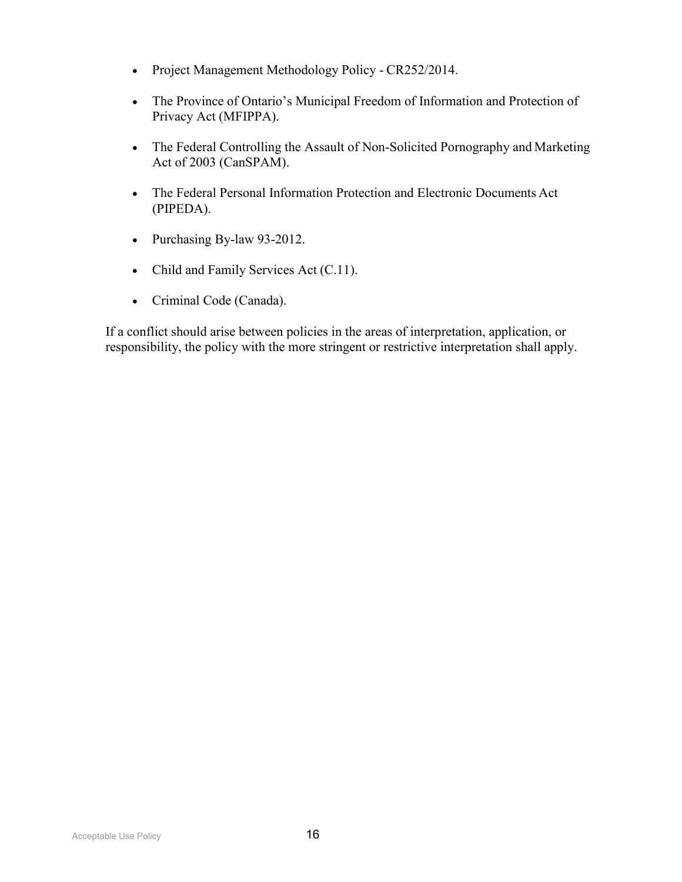- Project Management Methodology Policy - CR252/2014.
- The Province of Ontario's Municipal Freedom of Information and Protection of Privacy Act (MFIPPA).
- The Federal Controlling the Assault of Non-Solicited Pornography and Marketing Act of 2003 (CanSPAM).
- The Federal Personal Information Protection and Electronic Documents Act (PIPEDA).
- Purchasing By-law 93-2012.
- Child and Family Services Act (C.11).
- Criminal Code (Canada).

If a conflict should arise between policies in the areas of interpretation, application, or responsibility, the policy with the more stringent or restrictive interpretation shall apply.